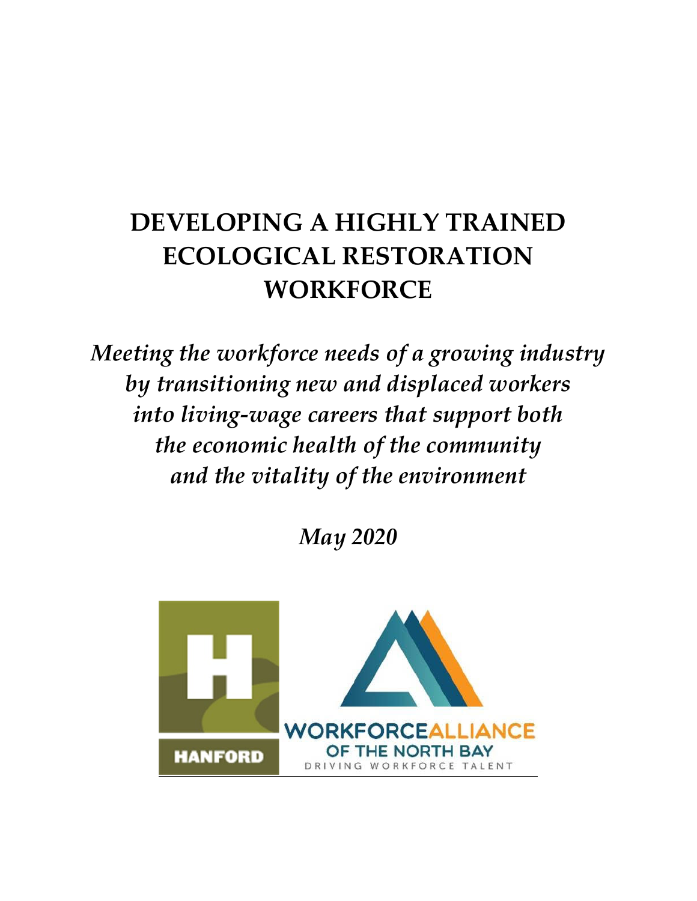# DEVELOPING A HIGHLY TRAINED ECOLOGICAL RESTORATION WORKFORCE

*Meeting the workforce needs of a growing industry by transitioning new and displaced workers into living-wage careers that support both the economic health of the community and the vitality of the environment*

***May 2020***

HANFORD

WORKFORCE ALLIANCE OF THE NORTH BAY
DRIVING WORKFORCE TALENT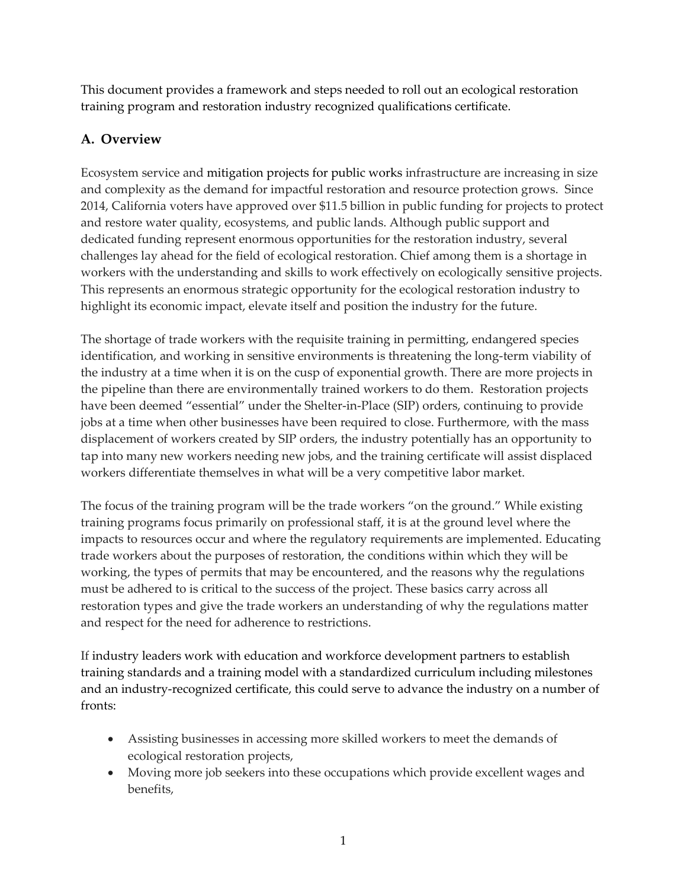This document provides a framework and steps needed to roll out an ecological restoration training program and restoration industry recognized qualifications certificate.

## A. Overview

Ecosystem service and mitigation projects for public works infrastructure are increasing in size and complexity as the demand for impactful restoration and resource protection grows. Since 2014, California voters have approved over $11.5 billion in public funding for projects to protect and restore water quality, ecosystems, and public lands. Although public support and dedicated funding represent enormous opportunities for the restoration industry, several challenges lay ahead for the field of ecological restoration. Chief among them is a shortage in workers with the understanding and skills to work effectively on ecologically sensitive projects. This represents an enormous strategic opportunity for the ecological restoration industry to highlight its economic impact, elevate itself and position the industry for the future.

The shortage of trade workers with the requisite training in permitting, endangered species identification, and working in sensitive environments is threatening the long-term viability of the industry at a time when it is on the cusp of exponential growth. There are more projects in the pipeline than there are environmentally trained workers to do them. Restoration projects have been deemed "essential" under the Shelter-in-Place (SIP) orders, continuing to provide jobs at a time when other businesses have been required to close. Furthermore, with the mass displacement of workers created by SIP orders, the industry potentially has an opportunity to tap into many new workers needing new jobs, and the training certificate will assist displaced workers differentiate themselves in what will be a very competitive labor market.

The focus of the training program will be the trade workers "on the ground." While existing training programs focus primarily on professional staff, it is at the ground level where the impacts to resources occur and where the regulatory requirements are implemented. Educating trade workers about the purposes of restoration, the conditions within which they will be working, the types of permits that may be encountered, and the reasons why the regulations must be adhered to is critical to the success of the project. These basics carry across all restoration types and give the trade workers an understanding of why the regulations matter and respect for the need for adherence to restrictions.

If industry leaders work with education and workforce development partners to establish training standards and a training model with a standardized curriculum including milestones and an industry-recognized certificate, this could serve to advance the industry on a number of fronts:

- Assisting businesses in accessing more skilled workers to meet the demands of ecological restoration projects,
- Moving more job seekers into these occupations which provide excellent wages and benefits,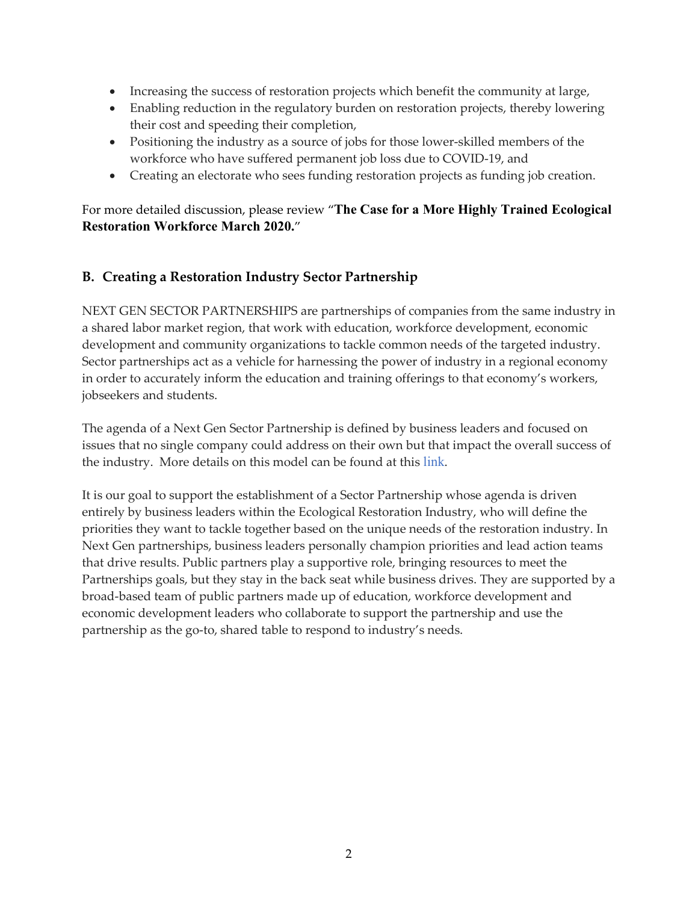- Increasing the success of restoration projects which benefit the community at large,
- Enabling reduction in the regulatory burden on restoration projects, thereby lowering their cost and speeding their completion,
- Positioning the industry as a source of jobs for those lower-skilled members of the workforce who have suffered permanent job loss due to COVID-19, and
- Creating an electorate who sees funding restoration projects as funding job creation.

For more detailed discussion, please review "**The Case for a More Highly Trained Ecological Restoration Workforce March 2020.**"

## B. Creating a Restoration Industry Sector Partnership

NEXT GEN SECTOR PARTNERSHIPS are partnerships of companies from the same industry in a shared labor market region, that work with education, workforce development, economic development and community organizations to tackle common needs of the targeted industry. Sector partnerships act as a vehicle for harnessing the power of industry in a regional economy in order to accurately inform the education and training offerings to that economy's workers, jobseekers and students.

The agenda of a Next Gen Sector Partnership is defined by business leaders and focused on issues that no single company could address on their own but that impact the overall success of the industry. More details on this model can be found at this link.

It is our goal to support the establishment of a Sector Partnership whose agenda is driven entirely by business leaders within the Ecological Restoration Industry, who will define the priorities they want to tackle together based on the unique needs of the restoration industry. In Next Gen partnerships, business leaders personally champion priorities and lead action teams that drive results. Public partners play a supportive role, bringing resources to meet the Partnerships goals, but they stay in the back seat while business drives. They are supported by a broad-based team of public partners made up of education, workforce development and economic development leaders who collaborate to support the partnership and use the partnership as the go-to, shared table to respond to industry's needs.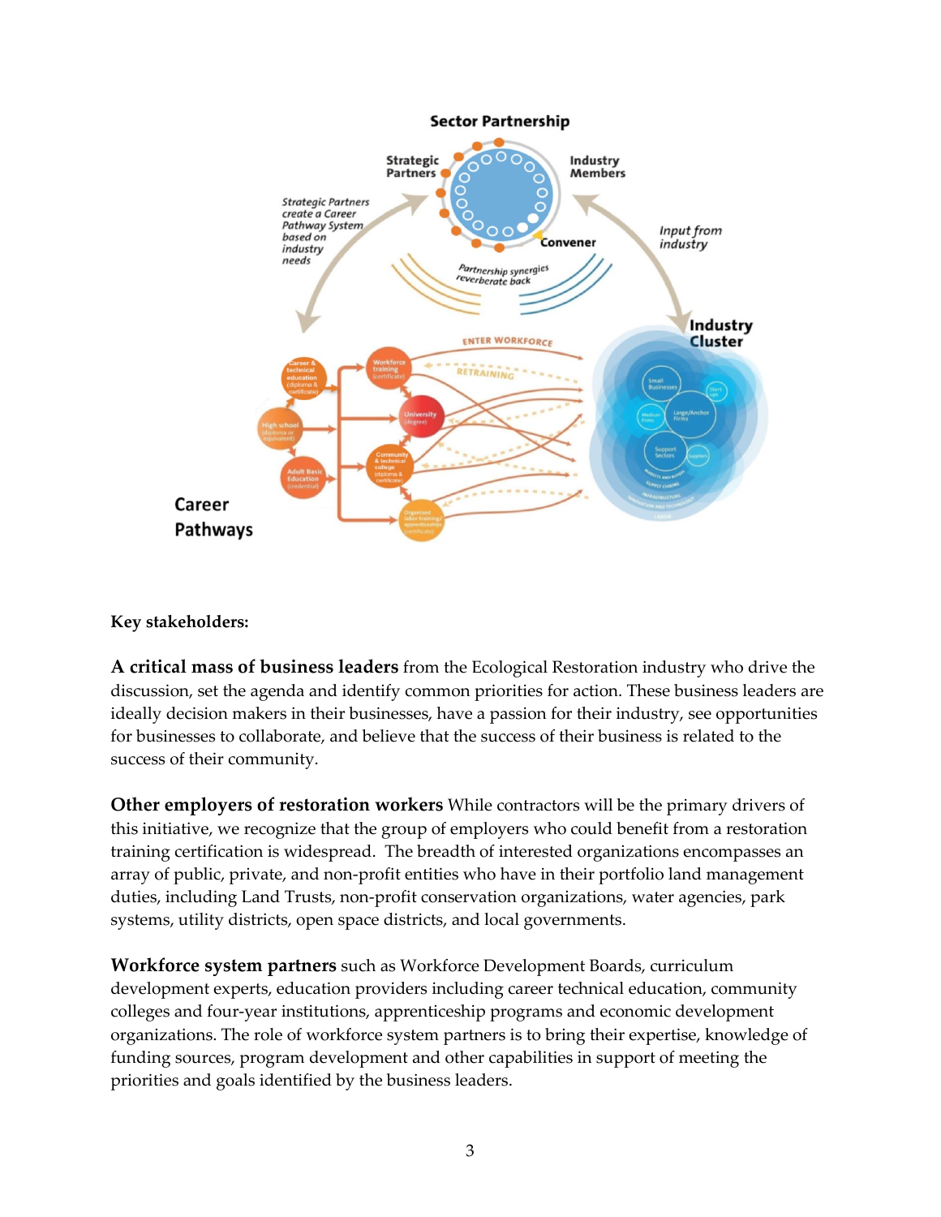**Key stakeholders:**

**A critical mass of business leaders** from the Ecological Restoration industry who drive the discussion, set the agenda and identify common priorities for action. These business leaders are ideally decision makers in their businesses, have a passion for their industry, see opportunities for businesses to collaborate, and believe that the success of their business is related to the success of their community.

**Other employers of restoration workers** While contractors will be the primary drivers of this initiative, we recognize that the group of employers who could benefit from a restoration training certification is widespread. The breadth of interested organizations encompasses an array of public, private, and non-profit entities who have in their portfolio land management duties, including Land Trusts, non-profit conservation organizations, water agencies, park systems, utility districts, open space districts, and local governments.

**Workforce system partners** such as Workforce Development Boards, curriculum development experts, education providers including career technical education, community colleges and four-year institutions, apprenticeship programs and economic development organizations. The role of workforce system partners is to bring their expertise, knowledge of funding sources, program development and other capabilities in support of meeting the priorities and goals identified by the business leaders.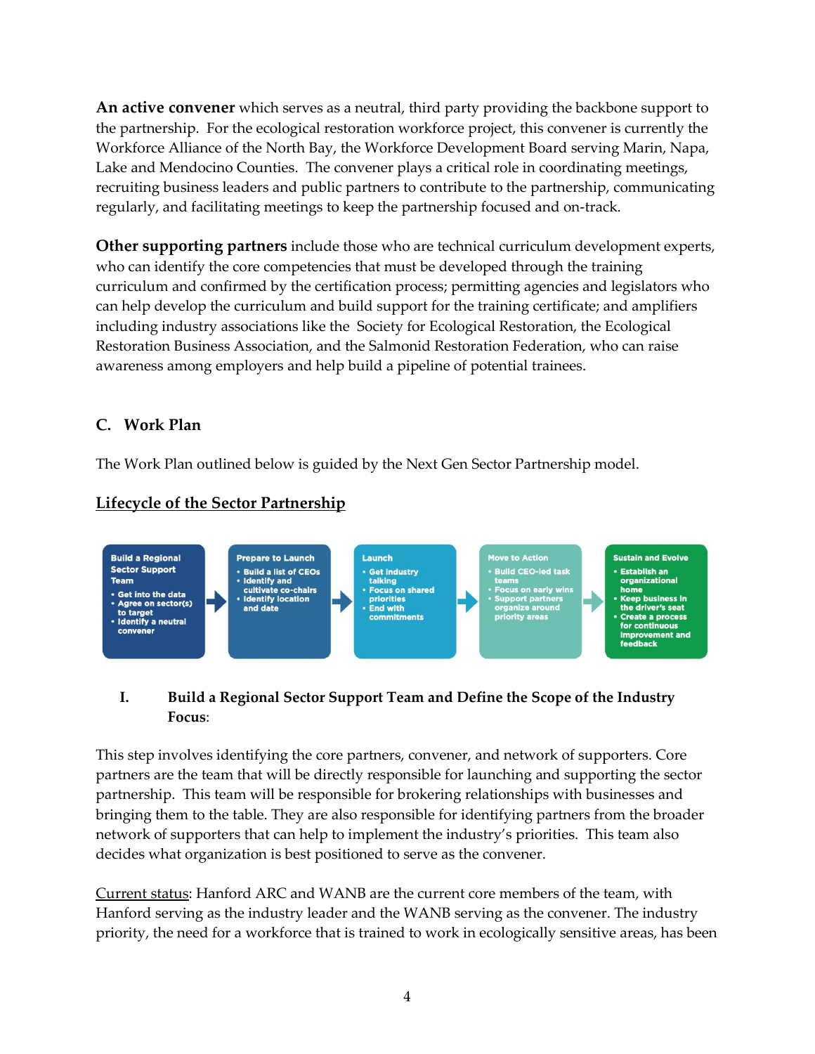**An active convener** which serves as a neutral, third party providing the backbone support to the partnership. For the ecological restoration workforce project, this convener is currently the Workforce Alliance of the North Bay, the Workforce Development Board serving Marin, Napa, Lake and Mendocino Counties. The convener plays a critical role in coordinating meetings, recruiting business leaders and public partners to contribute to the partnership, communicating regularly, and facilitating meetings to keep the partnership focused and on-track.

**Other supporting partners** include those who are technical curriculum development experts, who can identify the core competencies that must be developed through the training curriculum and confirmed by the certification process; permitting agencies and legislators who can help develop the curriculum and build support for the training certificate; and amplifiers including industry associations like the Society for Ecological Restoration, the Ecological Restoration Business Association, and the Salmonid Restoration Federation, who can raise awareness among employers and help build a pipeline of potential trainees.

## C. Work Plan

The Work Plan outlined below is guided by the Next Gen Sector Partnership model.

### Lifecycle of the Sector Partnership

| Build a Regional Sector Support Team | → | Prepare to Launch | → | Launch | → | Move to Action | → | Sustain and Evolve |
|---|---|---|---|---|---|---|---|---|
| • Get into the data<br>• Agree on sector(s) to target<br>• Identify a neutral convener | | • Build a list of CEOs<br>• Identify and cultivate co-chairs<br>• Identify location and date | | • Get industry talking<br>• Focus on shared priorities<br>• End with commitments | | • Build CEO-led task teams<br>• Focus on early wins<br>• Support partners organize around priority areas | | • Establish an organizational home<br>• Keep business in the driver's seat<br>• Create a process for continuous improvement and feedback |

### I. Build a Regional Sector Support Team and Define the Scope of the Industry Focus:

This step involves identifying the core partners, convener, and network of supporters. Core partners are the team that will be directly responsible for launching and supporting the sector partnership. This team will be responsible for brokering relationships with businesses and bringing them to the table. They are also responsible for identifying partners from the broader network of supporters that can help to implement the industry's priorities. This team also decides what organization is best positioned to serve as the convener.

Current status: Hanford ARC and WANB are the current core members of the team, with Hanford serving as the industry leader and the WANB serving as the convener. The industry priority, the need for a workforce that is trained to work in ecologically sensitive areas, has been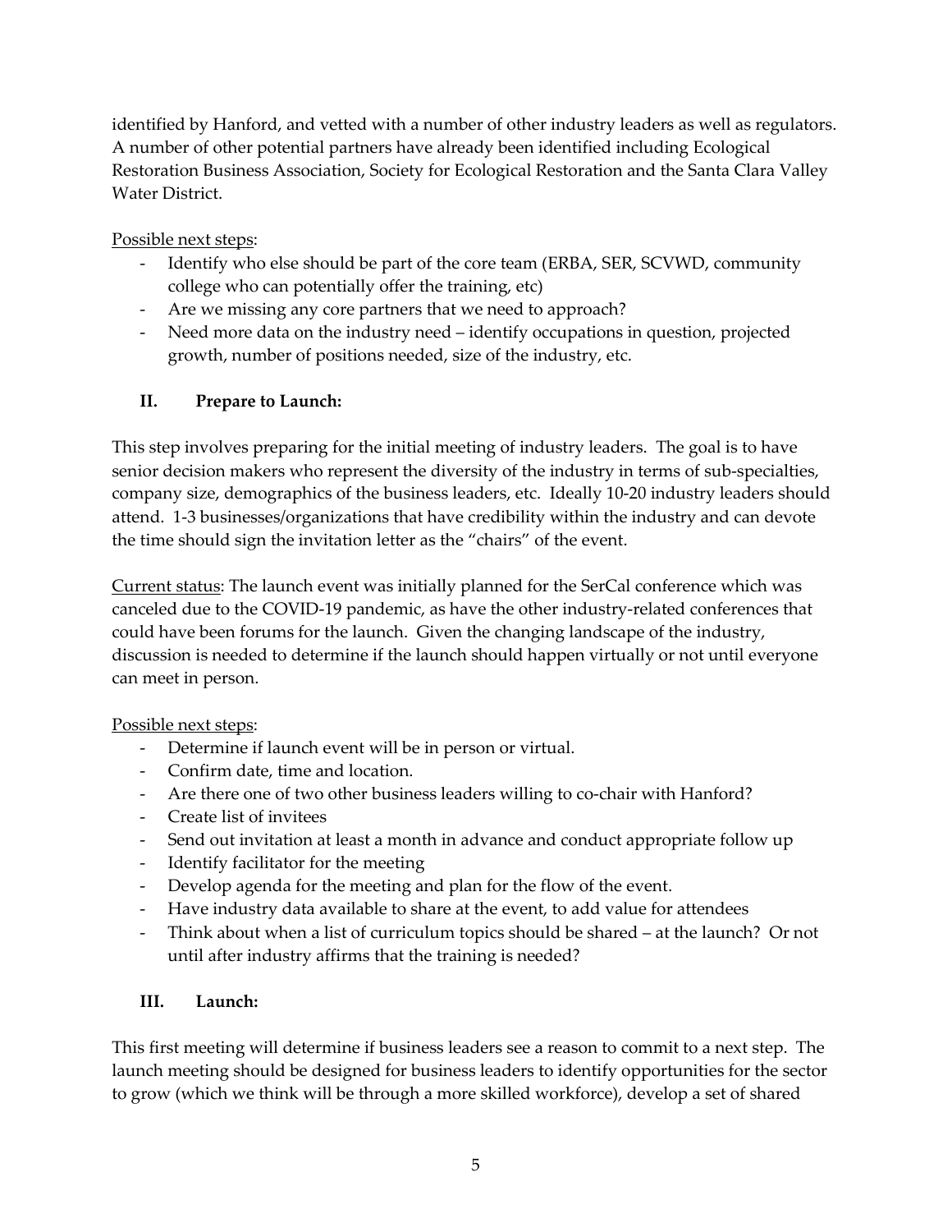identified by Hanford, and vetted with a number of other industry leaders as well as regulators. A number of other potential partners have already been identified including Ecological Restoration Business Association, Society for Ecological Restoration and the Santa Clara Valley Water District.

Possible next steps:

- Identify who else should be part of the core team (ERBA, SER, SCVWD, community college who can potentially offer the training, etc)
- Are we missing any core partners that we need to approach?
- Need more data on the industry need – identify occupations in question, projected growth, number of positions needed, size of the industry, etc.

## II. Prepare to Launch:

This step involves preparing for the initial meeting of industry leaders. The goal is to have senior decision makers who represent the diversity of the industry in terms of sub-specialties, company size, demographics of the business leaders, etc. Ideally 10-20 industry leaders should attend. 1-3 businesses/organizations that have credibility within the industry and can devote the time should sign the invitation letter as the "chairs" of the event.

Current status: The launch event was initially planned for the SerCal conference which was canceled due to the COVID-19 pandemic, as have the other industry-related conferences that could have been forums for the launch. Given the changing landscape of the industry, discussion is needed to determine if the launch should happen virtually or not until everyone can meet in person.

Possible next steps:

- Determine if launch event will be in person or virtual.
- Confirm date, time and location.
- Are there one of two other business leaders willing to co-chair with Hanford?
- Create list of invitees
- Send out invitation at least a month in advance and conduct appropriate follow up
- Identify facilitator for the meeting
- Develop agenda for the meeting and plan for the flow of the event.
- Have industry data available to share at the event, to add value for attendees
- Think about when a list of curriculum topics should be shared – at the launch? Or not until after industry affirms that the training is needed?

## III. Launch:

This first meeting will determine if business leaders see a reason to commit to a next step. The launch meeting should be designed for business leaders to identify opportunities for the sector to grow (which we think will be through a more skilled workforce), develop a set of shared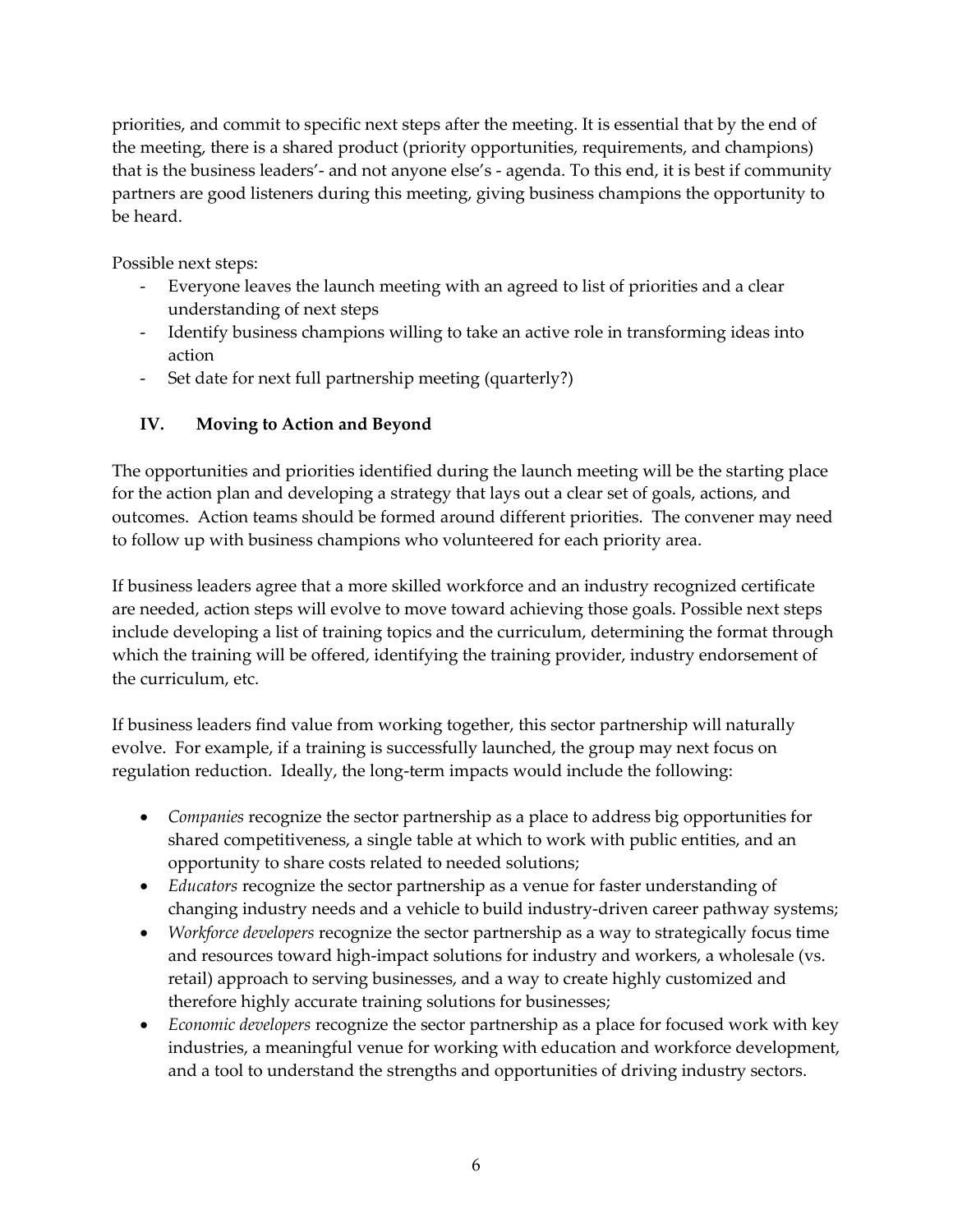priorities, and commit to specific next steps after the meeting. It is essential that by the end of the meeting, there is a shared product (priority opportunities, requirements, and champions) that is the business leaders'- and not anyone else's - agenda. To this end, it is best if community partners are good listeners during this meeting, giving business champions the opportunity to be heard.

Possible next steps:

- Everyone leaves the launch meeting with an agreed to list of priorities and a clear understanding of next steps
- Identify business champions willing to take an active role in transforming ideas into action
- Set date for next full partnership meeting (quarterly?)

## IV. Moving to Action and Beyond

The opportunities and priorities identified during the launch meeting will be the starting place for the action plan and developing a strategy that lays out a clear set of goals, actions, and outcomes. Action teams should be formed around different priorities. The convener may need to follow up with business champions who volunteered for each priority area.

If business leaders agree that a more skilled workforce and an industry recognized certificate are needed, action steps will evolve to move toward achieving those goals. Possible next steps include developing a list of training topics and the curriculum, determining the format through which the training will be offered, identifying the training provider, industry endorsement of the curriculum, etc.

If business leaders find value from working together, this sector partnership will naturally evolve. For example, if a training is successfully launched, the group may next focus on regulation reduction. Ideally, the long-term impacts would include the following:

- *Companies* recognize the sector partnership as a place to address big opportunities for shared competitiveness, a single table at which to work with public entities, and an opportunity to share costs related to needed solutions;
- *Educators* recognize the sector partnership as a venue for faster understanding of changing industry needs and a vehicle to build industry-driven career pathway systems;
- *Workforce developers* recognize the sector partnership as a way to strategically focus time and resources toward high-impact solutions for industry and workers, a wholesale (vs. retail) approach to serving businesses, and a way to create highly customized and therefore highly accurate training solutions for businesses;
- *Economic developers* recognize the sector partnership as a place for focused work with key industries, a meaningful venue for working with education and workforce development, and a tool to understand the strengths and opportunities of driving industry sectors.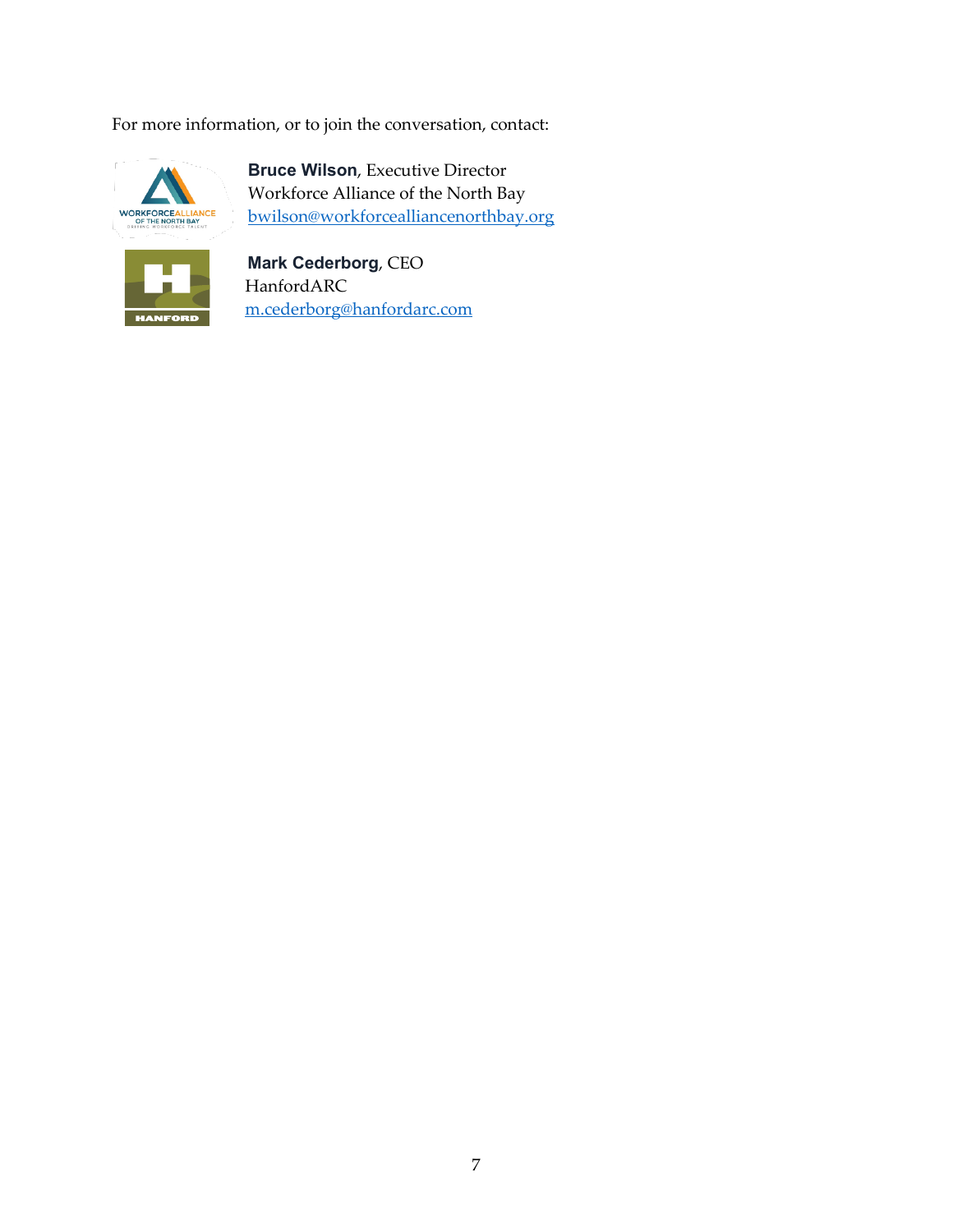For more information, or to join the conversation, contact:

**Bruce Wilson**, Executive Director
Workforce Alliance of the North Bay
bwilson@workforcealliancenorthbay.org

**Mark Cederborg**, CEO
HanfordARC
m.cederborg@hanfordarc.com